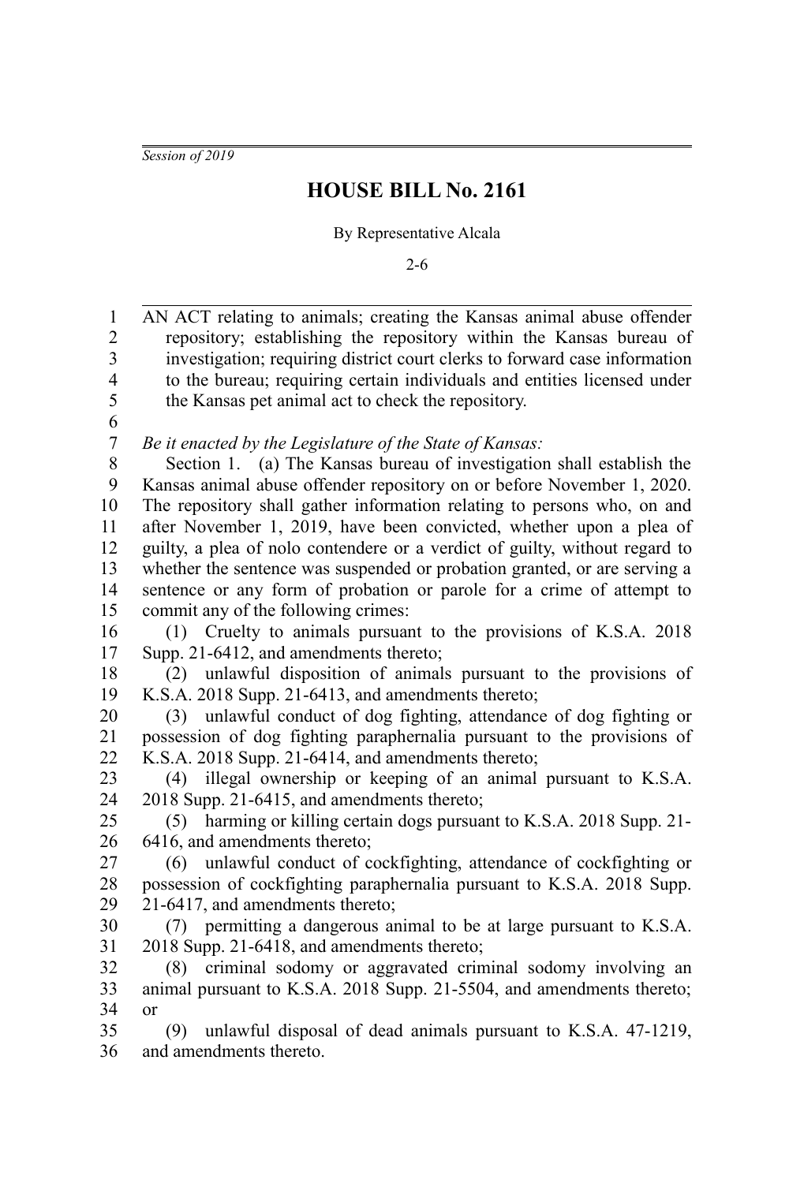*Session of 2019*

# HOUSE BILL No. 2161

By Representative Alcala

2-6

AN ACT relating to animals; creating the Kansas animal abuse offender repository; establishing the repository within the Kansas bureau of investigation; requiring district court clerks to forward case information to the bureau; requiring certain individuals and entities licensed under the Kansas pet animal act to check the repository.

*Be it enacted by the Legislature of the State of Kansas:*

Section 1. (a) The Kansas bureau of investigation shall establish the Kansas animal abuse offender repository on or before November 1, 2020. The repository shall gather information relating to persons who, on and after November 1, 2019, have been convicted, whether upon a plea of guilty, a plea of nolo contendere or a verdict of guilty, without regard to whether the sentence was suspended or probation granted, or are serving a sentence or any form of probation or parole for a crime of attempt to commit any of the following crimes:

(1) Cruelty to animals pursuant to the provisions of K.S.A. 2018 Supp. 21-6412, and amendments thereto;

(2) unlawful disposition of animals pursuant to the provisions of K.S.A. 2018 Supp. 21-6413, and amendments thereto;

(3) unlawful conduct of dog fighting, attendance of dog fighting or possession of dog fighting paraphernalia pursuant to the provisions of K.S.A. 2018 Supp. 21-6414, and amendments thereto;

(4) illegal ownership or keeping of an animal pursuant to K.S.A. 2018 Supp. 21-6415, and amendments thereto;

(5) harming or killing certain dogs pursuant to K.S.A. 2018 Supp. 21-6416, and amendments thereto;

(6) unlawful conduct of cockfighting, attendance of cockfighting or possession of cockfighting paraphernalia pursuant to K.S.A. 2018 Supp. 21-6417, and amendments thereto;

(7) permitting a dangerous animal to be at large pursuant to K.S.A. 2018 Supp. 21-6418, and amendments thereto;

(8) criminal sodomy or aggravated criminal sodomy involving an animal pursuant to K.S.A. 2018 Supp. 21-5504, and amendments thereto; or

(9) unlawful disposal of dead animals pursuant to K.S.A. 47-1219, and amendments thereto.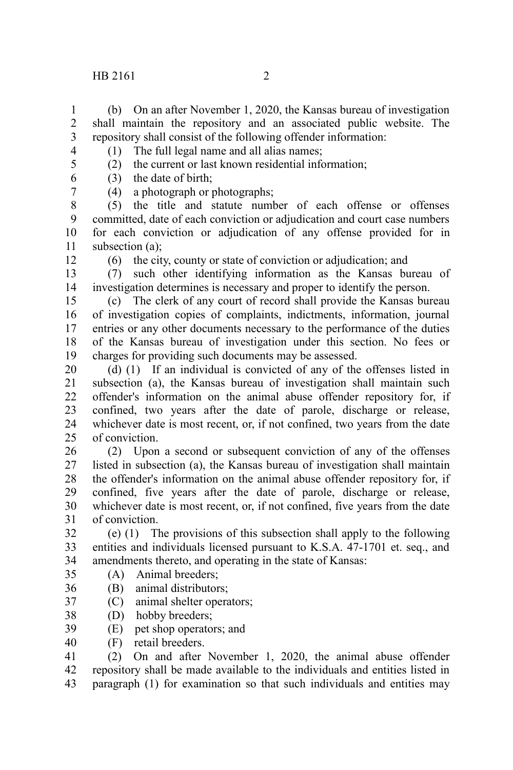(b) On an after November 1, 2020, the Kansas bureau of investigation shall maintain the repository and an associated public website. The repository shall consist of the following offender information:

(1) The full legal name and all alias names;

(2) the current or last known residential information;

(3) the date of birth;

(4) a photograph or photographs;

(5) the title and statute number of each offense or offenses committed, date of each conviction or adjudication and court case numbers for each conviction or adjudication of any offense provided for in subsection (a);

(6) the city, county or state of conviction or adjudication; and

(7) such other identifying information as the Kansas bureau of investigation determines is necessary and proper to identify the person.

(c) The clerk of any court of record shall provide the Kansas bureau of investigation copies of complaints, indictments, information, journal entries or any other documents necessary to the performance of the duties of the Kansas bureau of investigation under this section. No fees or charges for providing such documents may be assessed.

(d) (1) If an individual is convicted of any of the offenses listed in subsection (a), the Kansas bureau of investigation shall maintain such offender's information on the animal abuse offender repository for, if confined, two years after the date of parole, discharge or release, whichever date is most recent, or, if not confined, two years from the date of conviction.

(2) Upon a second or subsequent conviction of any of the offenses listed in subsection (a), the Kansas bureau of investigation shall maintain the offender's information on the animal abuse offender repository for, if confined, five years after the date of parole, discharge or release, whichever date is most recent, or, if not confined, five years from the date of conviction.

(e) (1) The provisions of this subsection shall apply to the following entities and individuals licensed pursuant to K.S.A. 47-1701 et. seq., and amendments thereto, and operating in the state of Kansas:

(A) Animal breeders;

(B) animal distributors;

(C) animal shelter operators;

(D) hobby breeders;

(E) pet shop operators; and

(F) retail breeders.

(2) On and after November 1, 2020, the animal abuse offender repository shall be made available to the individuals and entities listed in paragraph (1) for examination so that such individuals and entities may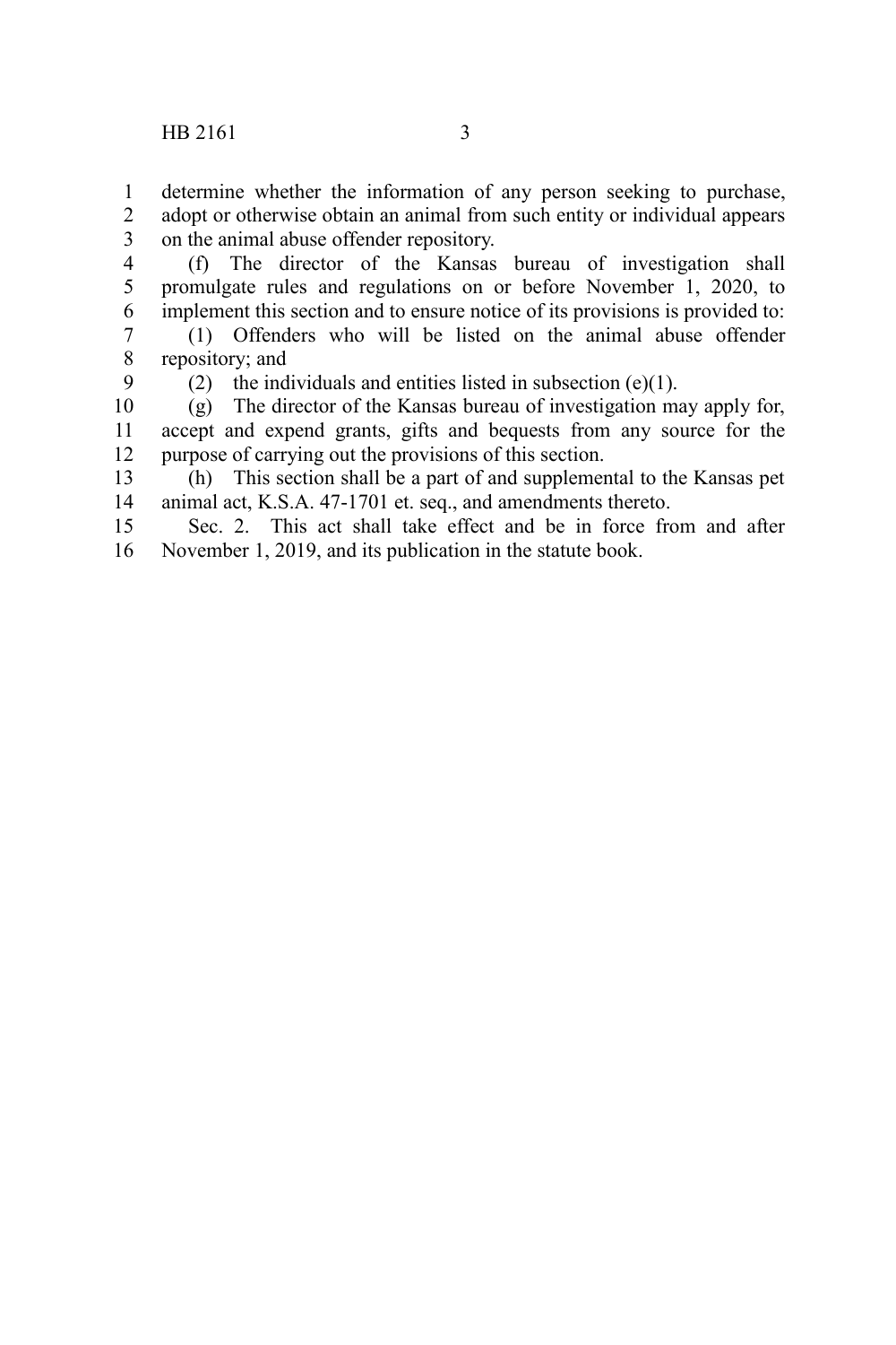determine whether the information of any person seeking to purchase, adopt or otherwise obtain an animal from such entity or individual appears on the animal abuse offender repository.

(f) The director of the Kansas bureau of investigation shall promulgate rules and regulations on or before November 1, 2020, to implement this section and to ensure notice of its provisions is provided to:

(1) Offenders who will be listed on the animal abuse offender repository; and

(2) the individuals and entities listed in subsection (e)(1).

(g) The director of the Kansas bureau of investigation may apply for, accept and expend grants, gifts and bequests from any source for the purpose of carrying out the provisions of this section.

(h) This section shall be a part of and supplemental to the Kansas pet animal act, K.S.A. 47-1701 et. seq., and amendments thereto.

Sec. 2. This act shall take effect and be in force from and after November 1, 2019, and its publication in the statute book.